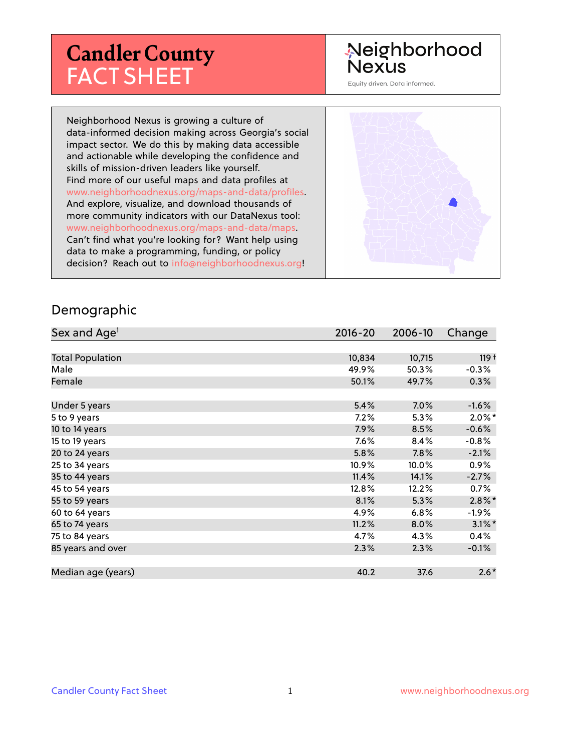# Candler County FACT SHEET

Neighborhood Nexus

Equity driven. Data informed.

Neighborhood Nexus is growing a culture of data-informed decision making across Georgia's social impact sector. We do this by making data accessible and actionable while developing the confidence and skills of mission-driven leaders like yourself. Find more of our useful maps and data profiles at www.neighborhoodnexus.org/maps-and-data/profiles. And explore, visualize, and download thousands of more community indicators with our DataNexus tool: www.neighborhoodnexus.org/maps-and-data/maps. Can't find what you're looking for? Want help using data to make a programming, funding, or policy decision? Reach out to info@neighborhoodnexus.org!

## Demographic

| Sex and Age[1] | 2016-20 | 2006-10 | Change |
|---|---|---|---|
| Total Population | 10,834 | 10,715 | 119 † |
| Male | 49.9% | 50.3% | -0.3% |
| Female | 50.1% | 49.7% | 0.3% |
| Under 5 years | 5.4% | 7.0% | -1.6% |
| 5 to 9 years | 7.2% | 5.3% | 2.0% * |
| 10 to 14 years | 7.9% | 8.5% | -0.6% |
| 15 to 19 years | 7.6% | 8.4% | -0.8% |
| 20 to 24 years | 5.8% | 7.8% | -2.1% |
| 25 to 34 years | 10.9% | 10.0% | 0.9% |
| 35 to 44 years | 11.4% | 14.1% | -2.7% |
| 45 to 54 years | 12.8% | 12.2% | 0.7% |
| 55 to 59 years | 8.1% | 5.3% | 2.8% * |
| 60 to 64 years | 4.9% | 6.8% | -1.9% |
| 65 to 74 years | 11.2% | 8.0% | 3.1% * |
| 75 to 84 years | 4.7% | 4.3% | 0.4% |
| 85 years and over | 2.3% | 2.3% | -0.1% |
| Median age (years) | 40.2 | 37.6 | 2.6 * |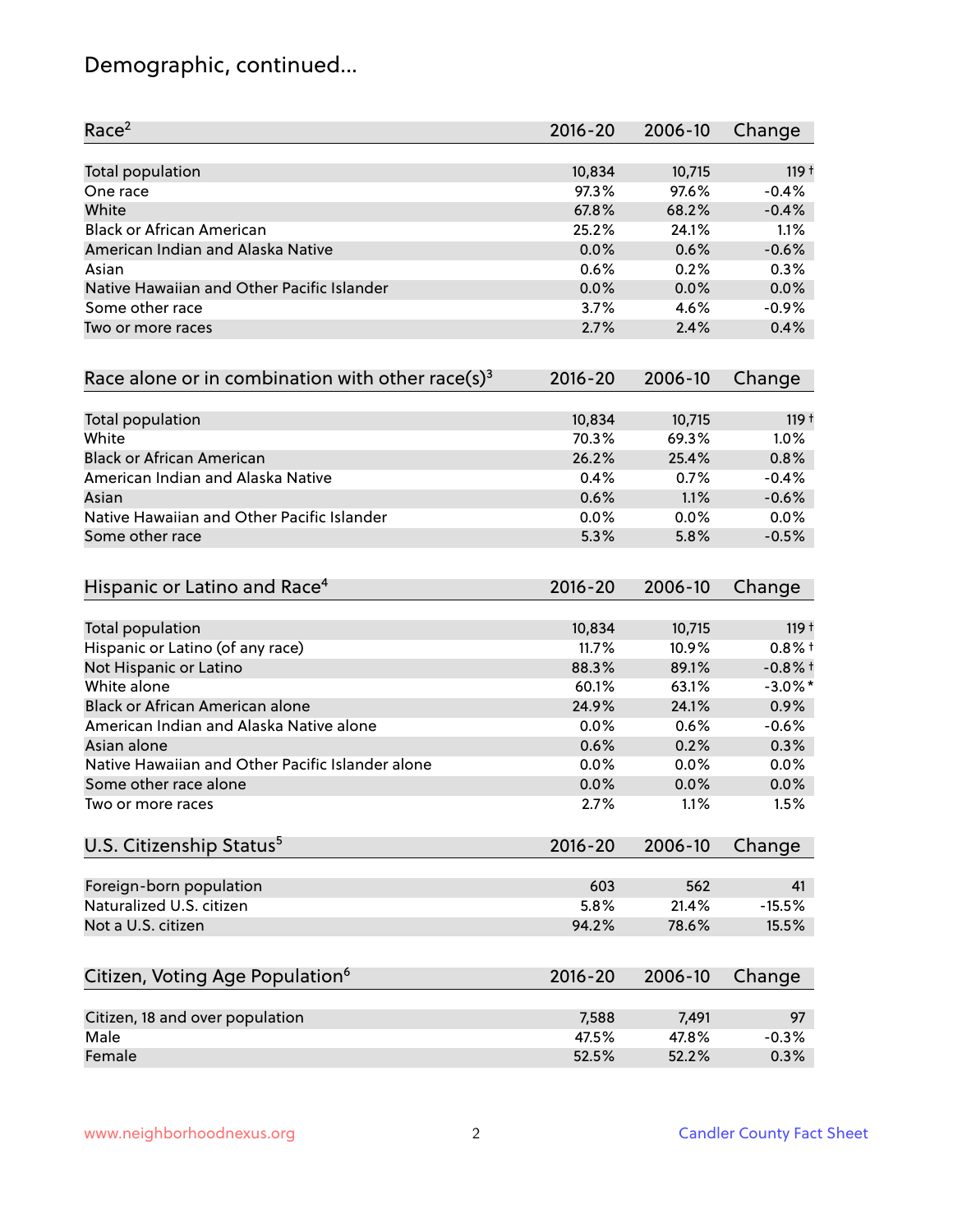## Demographic, continued...

| Race[2] | 2016-20 | 2006-10 | Change |
|---|---|---|---|
| Total population | 10,834 | 10,715 | 119 † |
| One race | 97.3% | 97.6% | -0.4% |
| White | 67.8% | 68.2% | -0.4% |
| Black or African American | 25.2% | 24.1% | 1.1% |
| American Indian and Alaska Native | 0.0% | 0.6% | -0.6% |
| Asian | 0.6% | 0.2% | 0.3% |
| Native Hawaiian and Other Pacific Islander | 0.0% | 0.0% | 0.0% |
| Some other race | 3.7% | 4.6% | -0.9% |
| Two or more races | 2.7% | 2.4% | 0.4% |

| Race alone or in combination with other race(s)[3] | 2016-20 | 2006-10 | Change |
|---|---|---|---|
| Total population | 10,834 | 10,715 | 119 † |
| White | 70.3% | 69.3% | 1.0% |
| Black or African American | 26.2% | 25.4% | 0.8% |
| American Indian and Alaska Native | 0.4% | 0.7% | -0.4% |
| Asian | 0.6% | 1.1% | -0.6% |
| Native Hawaiian and Other Pacific Islander | 0.0% | 0.0% | 0.0% |
| Some other race | 5.3% | 5.8% | -0.5% |

| Hispanic or Latino and Race[4] | 2016-20 | 2006-10 | Change |
|---|---|---|---|
| Total population | 10,834 | 10,715 | 119 † |
| Hispanic or Latino (of any race) | 11.7% | 10.9% | 0.8% † |
| Not Hispanic or Latino | 88.3% | 89.1% | -0.8% † |
| White alone | 60.1% | 63.1% | -3.0% * |
| Black or African American alone | 24.9% | 24.1% | 0.9% |
| American Indian and Alaska Native alone | 0.0% | 0.6% | -0.6% |
| Asian alone | 0.6% | 0.2% | 0.3% |
| Native Hawaiian and Other Pacific Islander alone | 0.0% | 0.0% | 0.0% |
| Some other race alone | 0.0% | 0.0% | 0.0% |
| Two or more races | 2.7% | 1.1% | 1.5% |

| U.S. Citizenship Status[5] | 2016-20 | 2006-10 | Change |
|---|---|---|---|
| Foreign-born population | 603 | 562 | 41 |
| Naturalized U.S. citizen | 5.8% | 21.4% | -15.5% |
| Not a U.S. citizen | 94.2% | 78.6% | 15.5% |

| Citizen, Voting Age Population[6] | 2016-20 | 2006-10 | Change |
|---|---|---|---|
| Citizen, 18 and over population | 7,588 | 7,491 | 97 |
| Male | 47.5% | 47.8% | -0.3% |
| Female | 52.5% | 52.2% | 0.3% |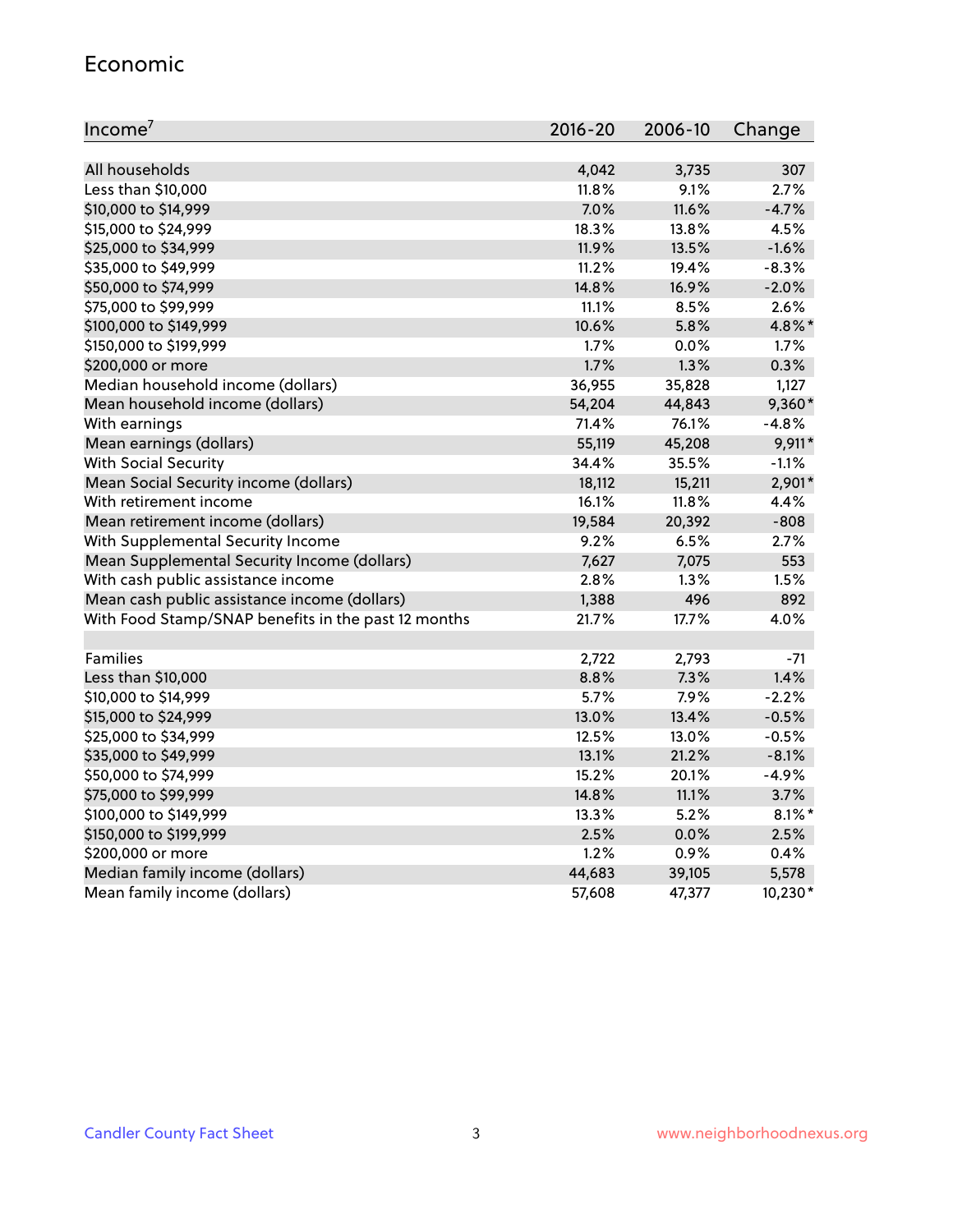## Economic

| Income[7] | 2016-20 | 2006-10 | Change |
|---|---|---|---|
| All households | 4,042 | 3,735 | 307 |
| Less than $10,000 | 11.8% | 9.1% | 2.7% |
| $10,000 to $14,999 | 7.0% | 11.6% | -4.7% |
| $15,000 to $24,999 | 18.3% | 13.8% | 4.5% |
| $25,000 to $34,999 | 11.9% | 13.5% | -1.6% |
| $35,000 to $49,999 | 11.2% | 19.4% | -8.3% |
| $50,000 to $74,999 | 14.8% | 16.9% | -2.0% |
| $75,000 to $99,999 | 11.1% | 8.5% | 2.6% |
| $100,000 to $149,999 | 10.6% | 5.8% | 4.8%* |
| $150,000 to $199,999 | 1.7% | 0.0% | 1.7% |
| $200,000 or more | 1.7% | 1.3% | 0.3% |
| Median household income (dollars) | 36,955 | 35,828 | 1,127 |
| Mean household income (dollars) | 54,204 | 44,843 | 9,360* |
| With earnings | 71.4% | 76.1% | -4.8% |
| Mean earnings (dollars) | 55,119 | 45,208 | 9,911* |
| With Social Security | 34.4% | 35.5% | -1.1% |
| Mean Social Security income (dollars) | 18,112 | 15,211 | 2,901* |
| With retirement income | 16.1% | 11.8% | 4.4% |
| Mean retirement income (dollars) | 19,584 | 20,392 | -808 |
| With Supplemental Security Income | 9.2% | 6.5% | 2.7% |
| Mean Supplemental Security Income (dollars) | 7,627 | 7,075 | 553 |
| With cash public assistance income | 2.8% | 1.3% | 1.5% |
| Mean cash public assistance income (dollars) | 1,388 | 496 | 892 |
| With Food Stamp/SNAP benefits in the past 12 months | 21.7% | 17.7% | 4.0% |
| | | | |
| Families | 2,722 | 2,793 | -71 |
| Less than $10,000 | 8.8% | 7.3% | 1.4% |
| $10,000 to $14,999 | 5.7% | 7.9% | -2.2% |
| $15,000 to $24,999 | 13.0% | 13.4% | -0.5% |
| $25,000 to $34,999 | 12.5% | 13.0% | -0.5% |
| $35,000 to $49,999 | 13.1% | 21.2% | -8.1% |
| $50,000 to $74,999 | 15.2% | 20.1% | -4.9% |
| $75,000 to $99,999 | 14.8% | 11.1% | 3.7% |
| $100,000 to $149,999 | 13.3% | 5.2% | 8.1%* |
| $150,000 to $199,999 | 2.5% | 0.0% | 2.5% |
| $200,000 or more | 1.2% | 0.9% | 0.4% |
| Median family income (dollars) | 44,683 | 39,105 | 5,578 |
| Mean family income (dollars) | 57,608 | 47,377 | 10,230* |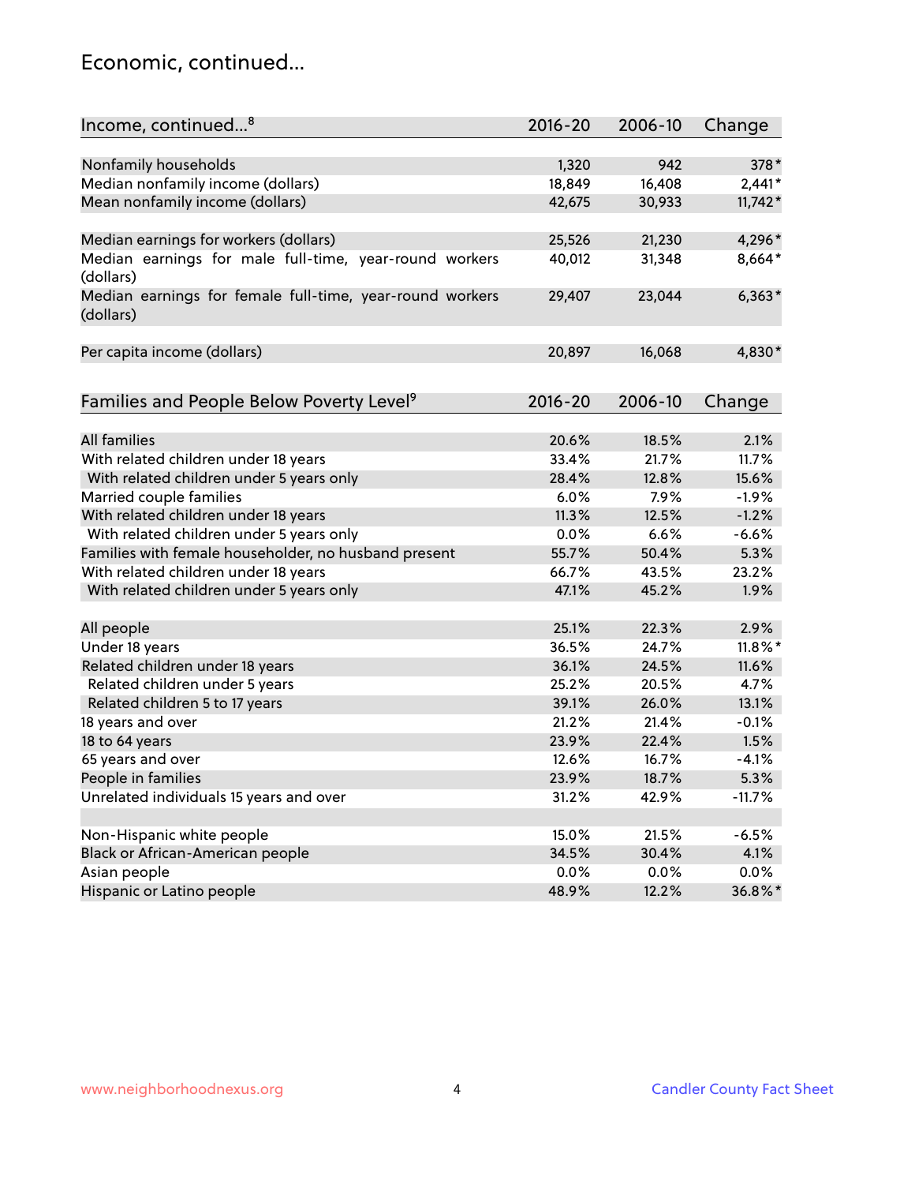## Economic, continued...

| Income, continued...[8] | 2016-20 | 2006-10 | Change |
|---|---|---|---|
| Nonfamily households | 1,320 | 942 | 378* |
| Median nonfamily income (dollars) | 18,849 | 16,408 | 2,441* |
| Mean nonfamily income (dollars) | 42,675 | 30,933 | 11,742* |
| Median earnings for workers (dollars) | 25,526 | 21,230 | 4,296* |
| Median earnings for male full-time, year-round workers (dollars) | 40,012 | 31,348 | 8,664* |
| Median earnings for female full-time, year-round workers (dollars) | 29,407 | 23,044 | 6,363* |
| Per capita income (dollars) | 20,897 | 16,068 | 4,830* |

| Families and People Below Poverty Level[9] | 2016-20 | 2006-10 | Change |
|---|---|---|---|
| All families | 20.6% | 18.5% | 2.1% |
| With related children under 18 years | 33.4% | 21.7% | 11.7% |
| With related children under 5 years only | 28.4% | 12.8% | 15.6% |
| Married couple families | 6.0% | 7.9% | -1.9% |
| With related children under 18 years | 11.3% | 12.5% | -1.2% |
| With related children under 5 years only | 0.0% | 6.6% | -6.6% |
| Families with female householder, no husband present | 55.7% | 50.4% | 5.3% |
| With related children under 18 years | 66.7% | 43.5% | 23.2% |
| With related children under 5 years only | 47.1% | 45.2% | 1.9% |
| All people | 25.1% | 22.3% | 2.9% |
| Under 18 years | 36.5% | 24.7% | 11.8%* |
| Related children under 18 years | 36.1% | 24.5% | 11.6% |
| Related children under 5 years | 25.2% | 20.5% | 4.7% |
| Related children 5 to 17 years | 39.1% | 26.0% | 13.1% |
| 18 years and over | 21.2% | 21.4% | -0.1% |
| 18 to 64 years | 23.9% | 22.4% | 1.5% |
| 65 years and over | 12.6% | 16.7% | -4.1% |
| People in families | 23.9% | 18.7% | 5.3% |
| Unrelated individuals 15 years and over | 31.2% | 42.9% | -11.7% |
| Non-Hispanic white people | 15.0% | 21.5% | -6.5% |
| Black or African-American people | 34.5% | 30.4% | 4.1% |
| Asian people | 0.0% | 0.0% | 0.0% |
| Hispanic or Latino people | 48.9% | 12.2% | 36.8%* |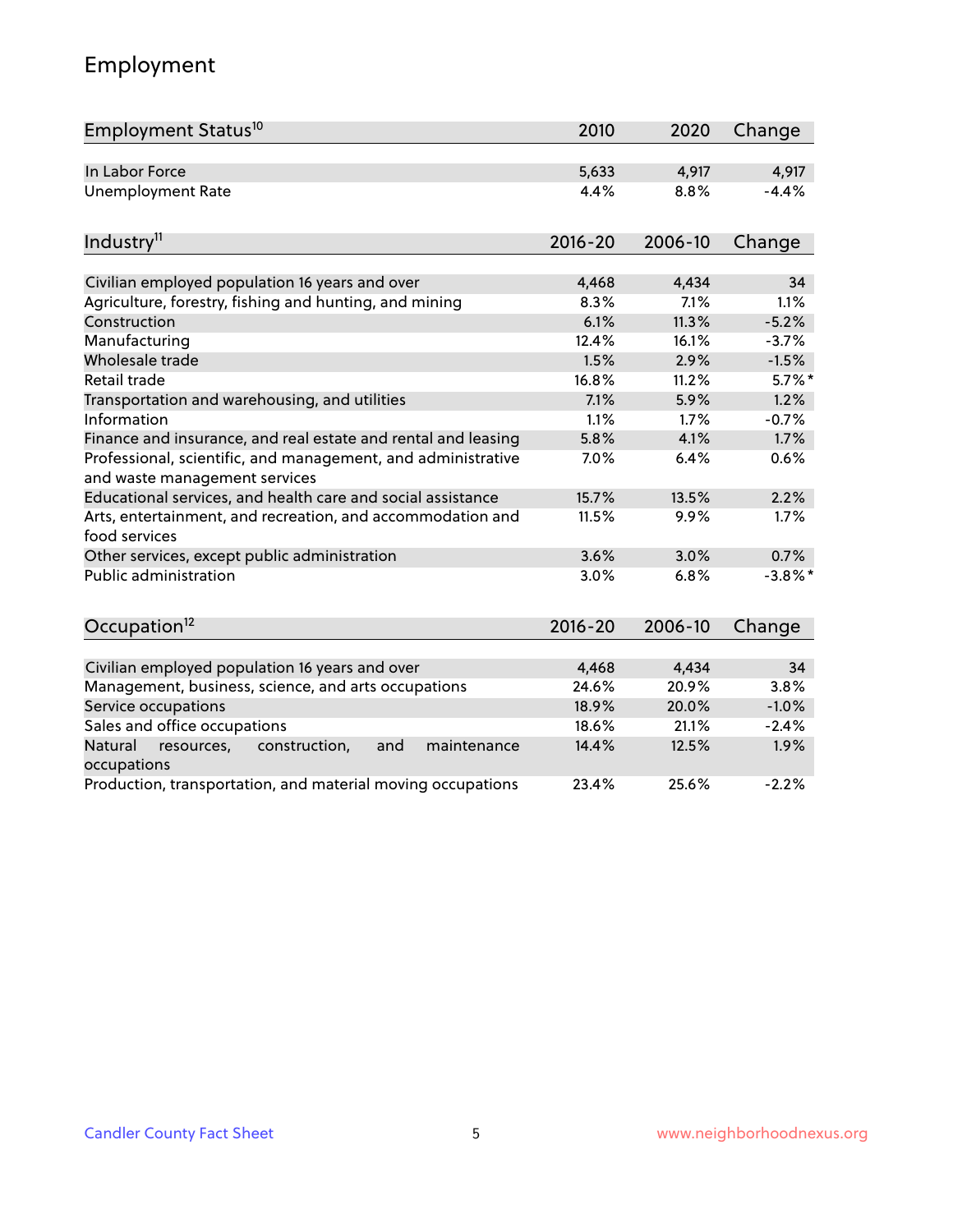## Employment

| Employment Status[10] | 2010 | 2020 | Change |
|---|---|---|---|
| In Labor Force | 5,633 | 4,917 | 4,917 |
| Unemployment Rate | 4.4% | 8.8% | -4.4% |

| Industry[11] | 2016-20 | 2006-10 | Change |
|---|---|---|---|
| Civilian employed population 16 years and over | 4,468 | 4,434 | 34 |
| Agriculture, forestry, fishing and hunting, and mining | 8.3% | 7.1% | 1.1% |
| Construction | 6.1% | 11.3% | -5.2% |
| Manufacturing | 12.4% | 16.1% | -3.7% |
| Wholesale trade | 1.5% | 2.9% | -1.5% |
| Retail trade | 16.8% | 11.2% | 5.7%* |
| Transportation and warehousing, and utilities | 7.1% | 5.9% | 1.2% |
| Information | 1.1% | 1.7% | -0.7% |
| Finance and insurance, and real estate and rental and leasing | 5.8% | 4.1% | 1.7% |
| Professional, scientific, and management, and administrative and waste management services | 7.0% | 6.4% | 0.6% |
| Educational services, and health care and social assistance | 15.7% | 13.5% | 2.2% |
| Arts, entertainment, and recreation, and accommodation and food services | 11.5% | 9.9% | 1.7% |
| Other services, except public administration | 3.6% | 3.0% | 0.7% |
| Public administration | 3.0% | 6.8% | -3.8%* |

| Occupation[12] | 2016-20 | 2006-10 | Change |
|---|---|---|---|
| Civilian employed population 16 years and over | 4,468 | 4,434 | 34 |
| Management, business, science, and arts occupations | 24.6% | 20.9% | 3.8% |
| Service occupations | 18.9% | 20.0% | -1.0% |
| Sales and office occupations | 18.6% | 21.1% | -2.4% |
| Natural resources, construction, and maintenance occupations | 14.4% | 12.5% | 1.9% |
| Production, transportation, and material moving occupations | 23.4% | 25.6% | -2.2% |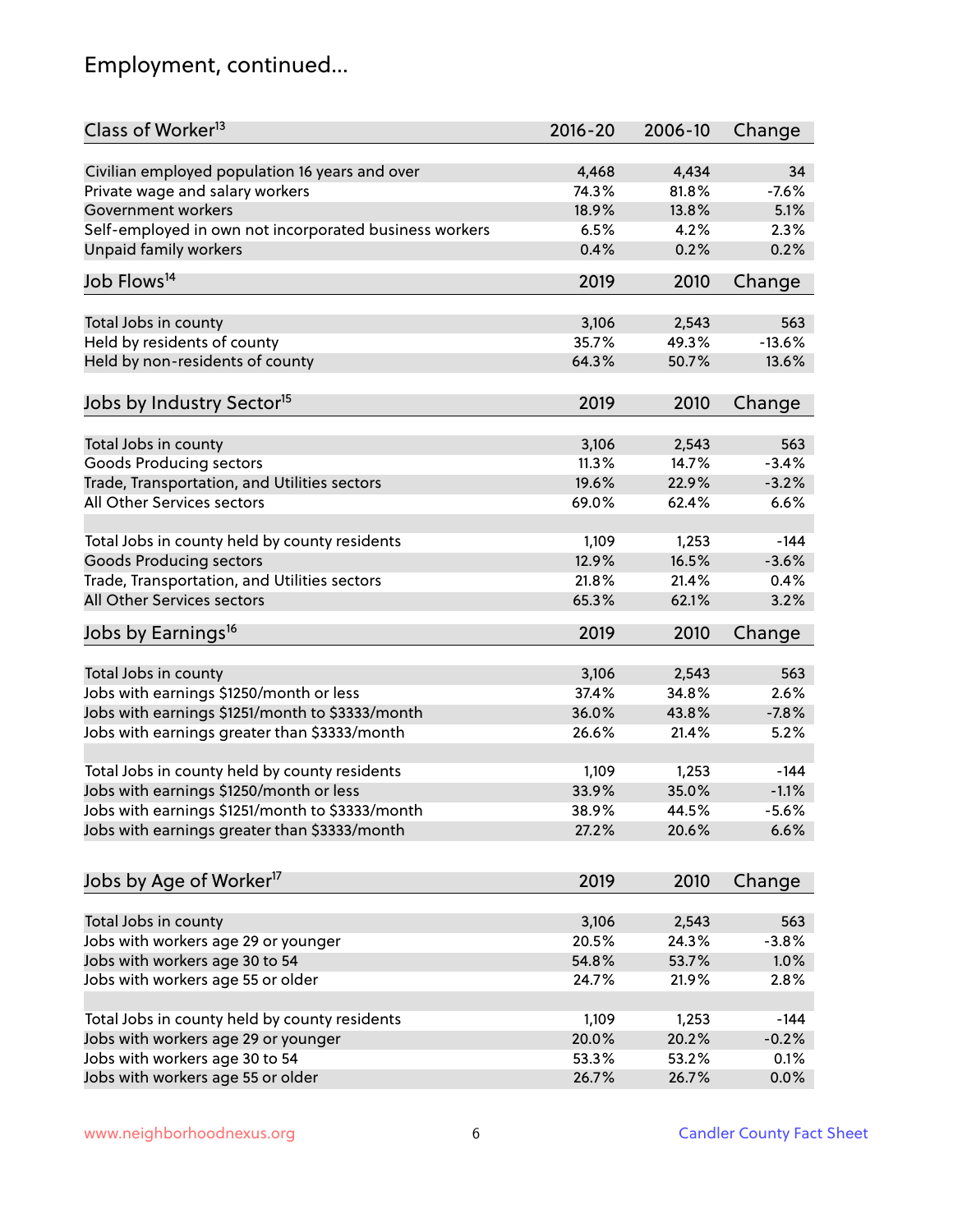# Employment, continued...

| Class of Worker[13] | 2016-20 | 2006-10 | Change |
|---|---|---|---|
| Civilian employed population 16 years and over | 4,468 | 4,434 | 34 |
| Private wage and salary workers | 74.3% | 81.8% | -7.6% |
| Government workers | 18.9% | 13.8% | 5.1% |
| Self-employed in own not incorporated business workers | 6.5% | 4.2% | 2.3% |
| Unpaid family workers | 0.4% | 0.2% | 0.2% |

| Job Flows[14] | 2019 | 2010 | Change |
|---|---|---|---|
| Total Jobs in county | 3,106 | 2,543 | 563 |
| Held by residents of county | 35.7% | 49.3% | -13.6% |
| Held by non-residents of county | 64.3% | 50.7% | 13.6% |

| Jobs by Industry Sector[15] | 2019 | 2010 | Change |
|---|---|---|---|
| Total Jobs in county | 3,106 | 2,543 | 563 |
| Goods Producing sectors | 11.3% | 14.7% | -3.4% |
| Trade, Transportation, and Utilities sectors | 19.6% | 22.9% | -3.2% |
| All Other Services sectors | 69.0% | 62.4% | 6.6% |
| | | | |
| Total Jobs in county held by county residents | 1,109 | 1,253 | -144 |
| Goods Producing sectors | 12.9% | 16.5% | -3.6% |
| Trade, Transportation, and Utilities sectors | 21.8% | 21.4% | 0.4% |
| All Other Services sectors | 65.3% | 62.1% | 3.2% |

| Jobs by Earnings[16] | 2019 | 2010 | Change |
|---|---|---|---|
| Total Jobs in county | 3,106 | 2,543 | 563 |
| Jobs with earnings $1250/month or less | 37.4% | 34.8% | 2.6% |
| Jobs with earnings $1251/month to $3333/month | 36.0% | 43.8% | -7.8% |
| Jobs with earnings greater than $3333/month | 26.6% | 21.4% | 5.2% |
| | | | |
| Total Jobs in county held by county residents | 1,109 | 1,253 | -144 |
| Jobs with earnings $1250/month or less | 33.9% | 35.0% | -1.1% |
| Jobs with earnings $1251/month to $3333/month | 38.9% | 44.5% | -5.6% |
| Jobs with earnings greater than $3333/month | 27.2% | 20.6% | 6.6% |

| Jobs by Age of Worker[17] | 2019 | 2010 | Change |
|---|---|---|---|
| Total Jobs in county | 3,106 | 2,543 | 563 |
| Jobs with workers age 29 or younger | 20.5% | 24.3% | -3.8% |
| Jobs with workers age 30 to 54 | 54.8% | 53.7% | 1.0% |
| Jobs with workers age 55 or older | 24.7% | 21.9% | 2.8% |
| | | | |
| Total Jobs in county held by county residents | 1,109 | 1,253 | -144 |
| Jobs with workers age 29 or younger | 20.0% | 20.2% | -0.2% |
| Jobs with workers age 30 to 54 | 53.3% | 53.2% | 0.1% |
| Jobs with workers age 55 or older | 26.7% | 26.7% | 0.0% |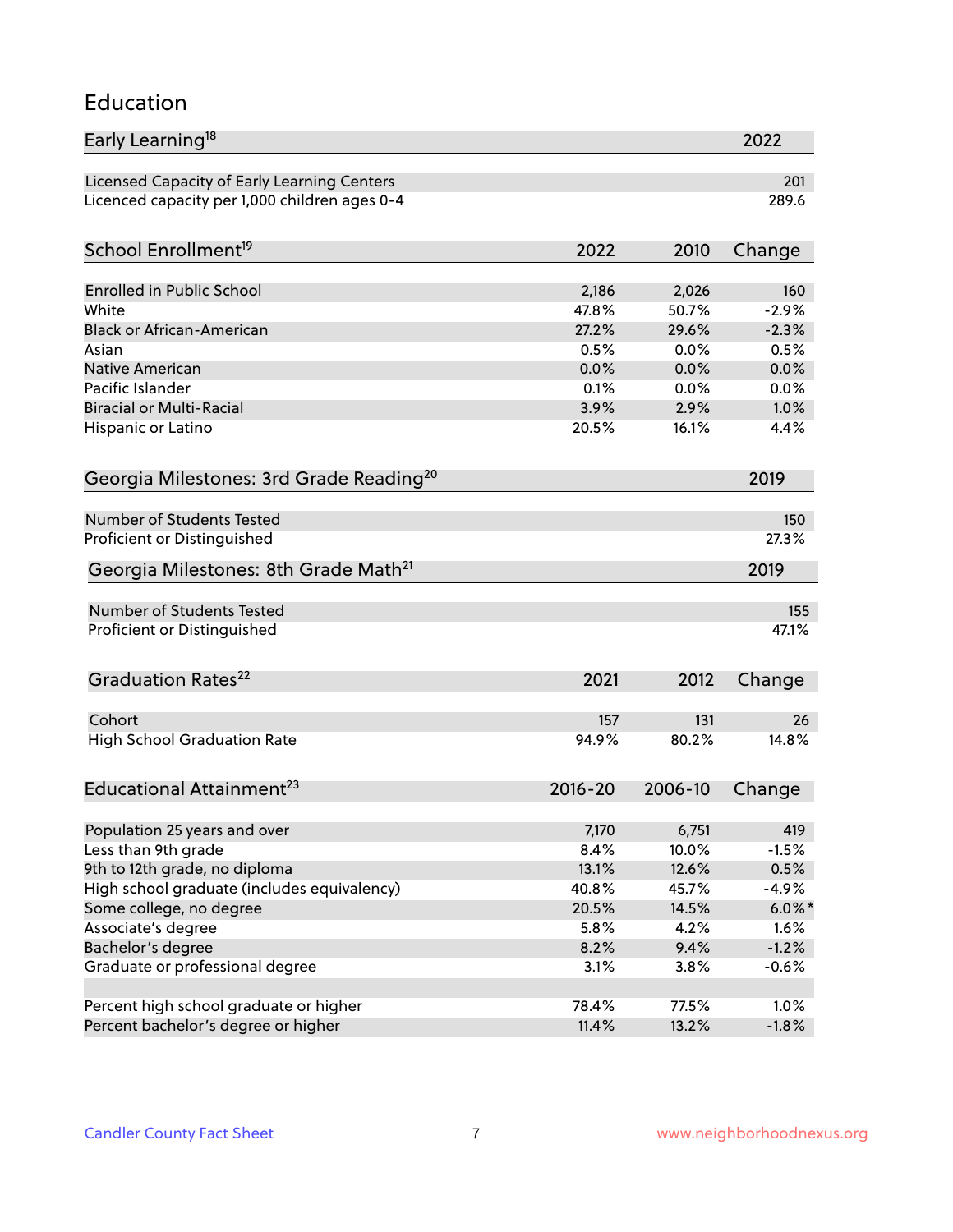## Education

| Early Learning[18] | 2022 |
|---|---|
| Licensed Capacity of Early Learning Centers | 201 |
| Licenced capacity per 1,000 children ages 0-4 | 289.6 |

| School Enrollment[19] | 2022 | 2010 | Change |
|---|---|---|---|
| Enrolled in Public School | 2,186 | 2,026 | 160 |
| White | 47.8% | 50.7% | -2.9% |
| Black or African-American | 27.2% | 29.6% | -2.3% |
| Asian | 0.5% | 0.0% | 0.5% |
| Native American | 0.0% | 0.0% | 0.0% |
| Pacific Islander | 0.1% | 0.0% | 0.0% |
| Biracial or Multi-Racial | 3.9% | 2.9% | 1.0% |
| Hispanic or Latino | 20.5% | 16.1% | 4.4% |

| Georgia Milestones: 3rd Grade Reading[20] | 2019 |
|---|---|
| Number of Students Tested | 150 |
| Proficient or Distinguished | 27.3% |

| Georgia Milestones: 8th Grade Math[21] | 2019 |
|---|---|
| Number of Students Tested | 155 |
| Proficient or Distinguished | 47.1% |

| Graduation Rates[22] | 2021 | 2012 | Change |
|---|---|---|---|
| Cohort | 157 | 131 | 26 |
| High School Graduation Rate | 94.9% | 80.2% | 14.8% |

| Educational Attainment[23] | 2016-20 | 2006-10 | Change |
|---|---|---|---|
| Population 25 years and over | 7,170 | 6,751 | 419 |
| Less than 9th grade | 8.4% | 10.0% | -1.5% |
| 9th to 12th grade, no diploma | 13.1% | 12.6% | 0.5% |
| High school graduate (includes equivalency) | 40.8% | 45.7% | -4.9% |
| Some college, no degree | 20.5% | 14.5% | 6.0%* |
| Associate's degree | 5.8% | 4.2% | 1.6% |
| Bachelor's degree | 8.2% | 9.4% | -1.2% |
| Graduate or professional degree | 3.1% | 3.8% | -0.6% |
| | | | |
| Percent high school graduate or higher | 78.4% | 77.5% | 1.0% |
| Percent bachelor's degree or higher | 11.4% | 13.2% | -1.8% |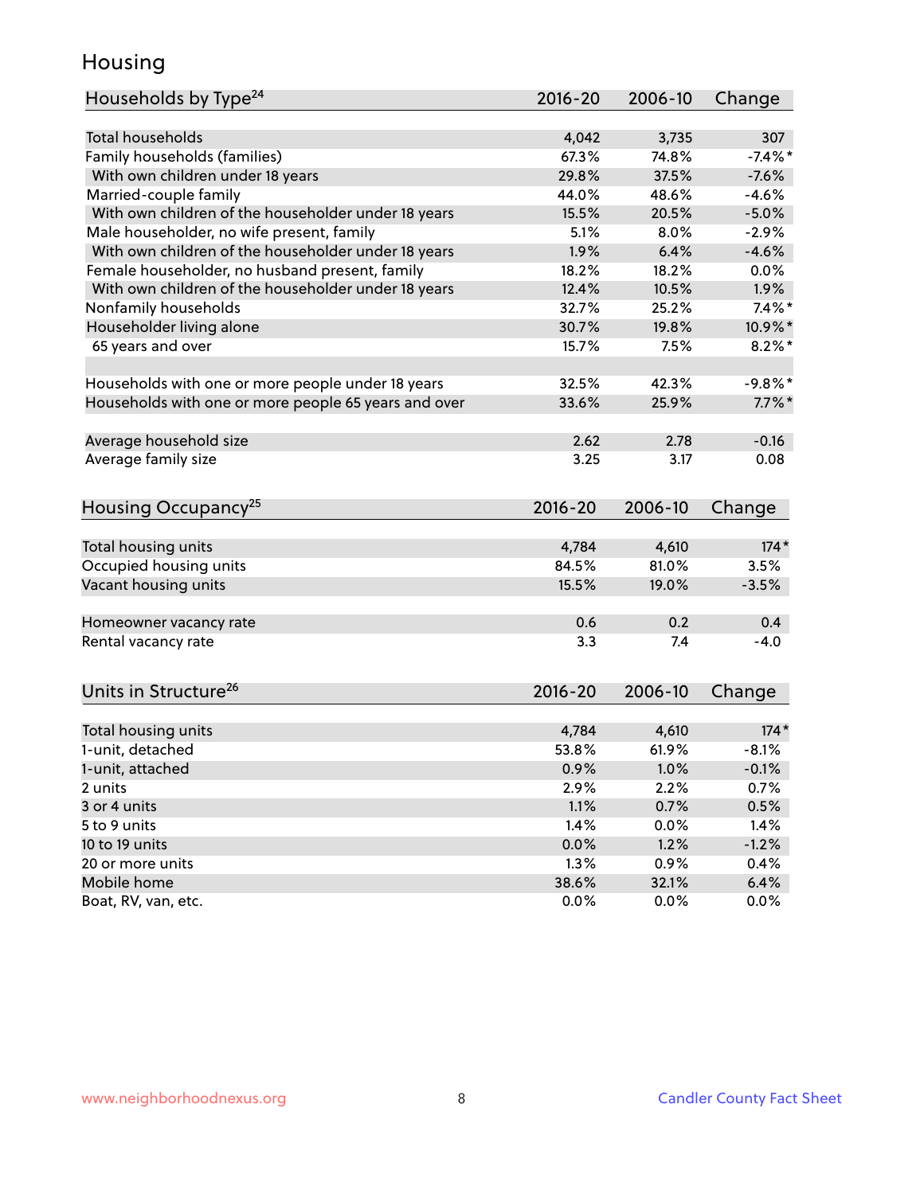## Housing

| Households by Type[24] | 2016-20 | 2006-10 | Change |
|---|---|---|---|
| Total households | 4,042 | 3,735 | 307 |
| Family households (families) | 67.3% | 74.8% | -7.4%* |
| With own children under 18 years | 29.8% | 37.5% | -7.6% |
| Married-couple family | 44.0% | 48.6% | -4.6% |
| With own children of the householder under 18 years | 15.5% | 20.5% | -5.0% |
| Male householder, no wife present, family | 5.1% | 8.0% | -2.9% |
| With own children of the householder under 18 years | 1.9% | 6.4% | -4.6% |
| Female householder, no husband present, family | 18.2% | 18.2% | 0.0% |
| With own children of the householder under 18 years | 12.4% | 10.5% | 1.9% |
| Nonfamily households | 32.7% | 25.2% | 7.4%* |
| Householder living alone | 30.7% | 19.8% | 10.9%* |
| 65 years and over | 15.7% | 7.5% | 8.2%* |
| | | | |
| Households with one or more people under 18 years | 32.5% | 42.3% | -9.8%* |
| Households with one or more people 65 years and over | 33.6% | 25.9% | 7.7%* |
| | | | |
| Average household size | 2.62 | 2.78 | -0.16 |
| Average family size | 3.25 | 3.17 | 0.08 |

| Housing Occupancy[25] | 2016-20 | 2006-10 | Change |
|---|---|---|---|
| Total housing units | 4,784 | 4,610 | 174* |
| Occupied housing units | 84.5% | 81.0% | 3.5% |
| Vacant housing units | 15.5% | 19.0% | -3.5% |
| | | | |
| Homeowner vacancy rate | 0.6 | 0.2 | 0.4 |
| Rental vacancy rate | 3.3 | 7.4 | -4.0 |

| Units in Structure[26] | 2016-20 | 2006-10 | Change |
|---|---|---|---|
| Total housing units | 4,784 | 4,610 | 174* |
| 1-unit, detached | 53.8% | 61.9% | -8.1% |
| 1-unit, attached | 0.9% | 1.0% | -0.1% |
| 2 units | 2.9% | 2.2% | 0.7% |
| 3 or 4 units | 1.1% | 0.7% | 0.5% |
| 5 to 9 units | 1.4% | 0.0% | 1.4% |
| 10 to 19 units | 0.0% | 1.2% | -1.2% |
| 20 or more units | 1.3% | 0.9% | 0.4% |
| Mobile home | 38.6% | 32.1% | 6.4% |
| Boat, RV, van, etc. | 0.0% | 0.0% | 0.0% |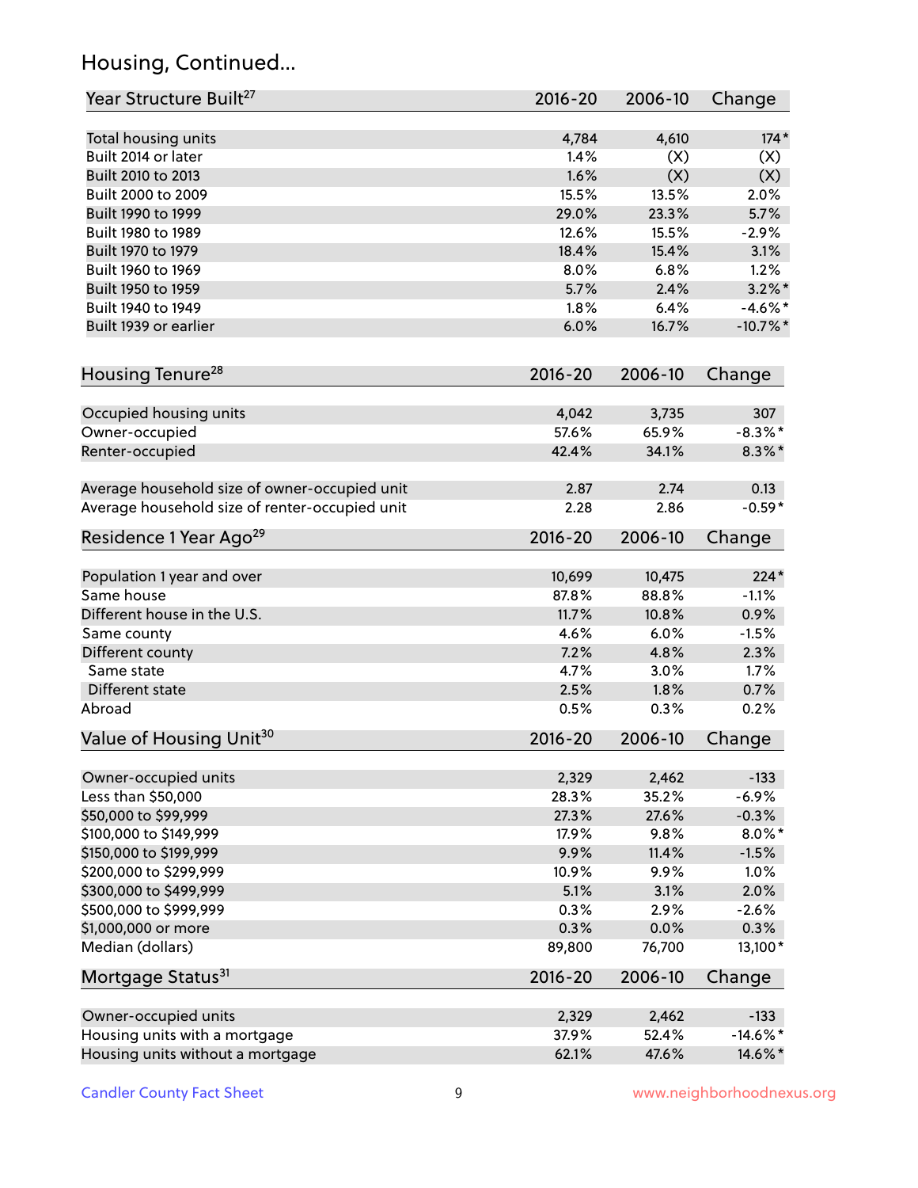## Housing, Continued...

| Year Structure Built[27] | 2016-20 | 2006-10 | Change |
|---|---|---|---|
| Total housing units | 4,784 | 4,610 | 174* |
| Built 2014 or later | 1.4% | (X) | (X) |
| Built 2010 to 2013 | 1.6% | (X) | (X) |
| Built 2000 to 2009 | 15.5% | 13.5% | 2.0% |
| Built 1990 to 1999 | 29.0% | 23.3% | 5.7% |
| Built 1980 to 1989 | 12.6% | 15.5% | -2.9% |
| Built 1970 to 1979 | 18.4% | 15.4% | 3.1% |
| Built 1960 to 1969 | 8.0% | 6.8% | 1.2% |
| Built 1950 to 1959 | 5.7% | 2.4% | 3.2%* |
| Built 1940 to 1949 | 1.8% | 6.4% | -4.6%* |
| Built 1939 or earlier | 6.0% | 16.7% | -10.7%* |

| Housing Tenure[28] | 2016-20 | 2006-10 | Change |
|---|---|---|---|
| Occupied housing units | 4,042 | 3,735 | 307 |
| Owner-occupied | 57.6% | 65.9% | -8.3%* |
| Renter-occupied | 42.4% | 34.1% | 8.3%* |
| Average household size of owner-occupied unit | 2.87 | 2.74 | 0.13 |
| Average household size of renter-occupied unit | 2.28 | 2.86 | -0.59* |

| Residence 1 Year Ago[29] | 2016-20 | 2006-10 | Change |
|---|---|---|---|
| Population 1 year and over | 10,699 | 10,475 | 224* |
| Same house | 87.8% | 88.8% | -1.1% |
| Different house in the U.S. | 11.7% | 10.8% | 0.9% |
| Same county | 4.6% | 6.0% | -1.5% |
| Different county | 7.2% | 4.8% | 2.3% |
| Same state | 4.7% | 3.0% | 1.7% |
| Different state | 2.5% | 1.8% | 0.7% |
| Abroad | 0.5% | 0.3% | 0.2% |

| Value of Housing Unit[30] | 2016-20 | 2006-10 | Change |
|---|---|---|---|
| Owner-occupied units | 2,329 | 2,462 | -133 |
| Less than $50,000 | 28.3% | 35.2% | -6.9% |
| $50,000 to $99,999 | 27.3% | 27.6% | -0.3% |
| $100,000 to $149,999 | 17.9% | 9.8% | 8.0%* |
| $150,000 to $199,999 | 9.9% | 11.4% | -1.5% |
| $200,000 to $299,999 | 10.9% | 9.9% | 1.0% |
| $300,000 to $499,999 | 5.1% | 3.1% | 2.0% |
| $500,000 to $999,999 | 0.3% | 2.9% | -2.6% |
| $1,000,000 or more | 0.3% | 0.0% | 0.3% |
| Median (dollars) | 89,800 | 76,700 | 13,100* |

| Mortgage Status[31] | 2016-20 | 2006-10 | Change |
|---|---|---|---|
| Owner-occupied units | 2,329 | 2,462 | -133 |
| Housing units with a mortgage | 37.9% | 52.4% | -14.6%* |
| Housing units without a mortgage | 62.1% | 47.6% | 14.6%* |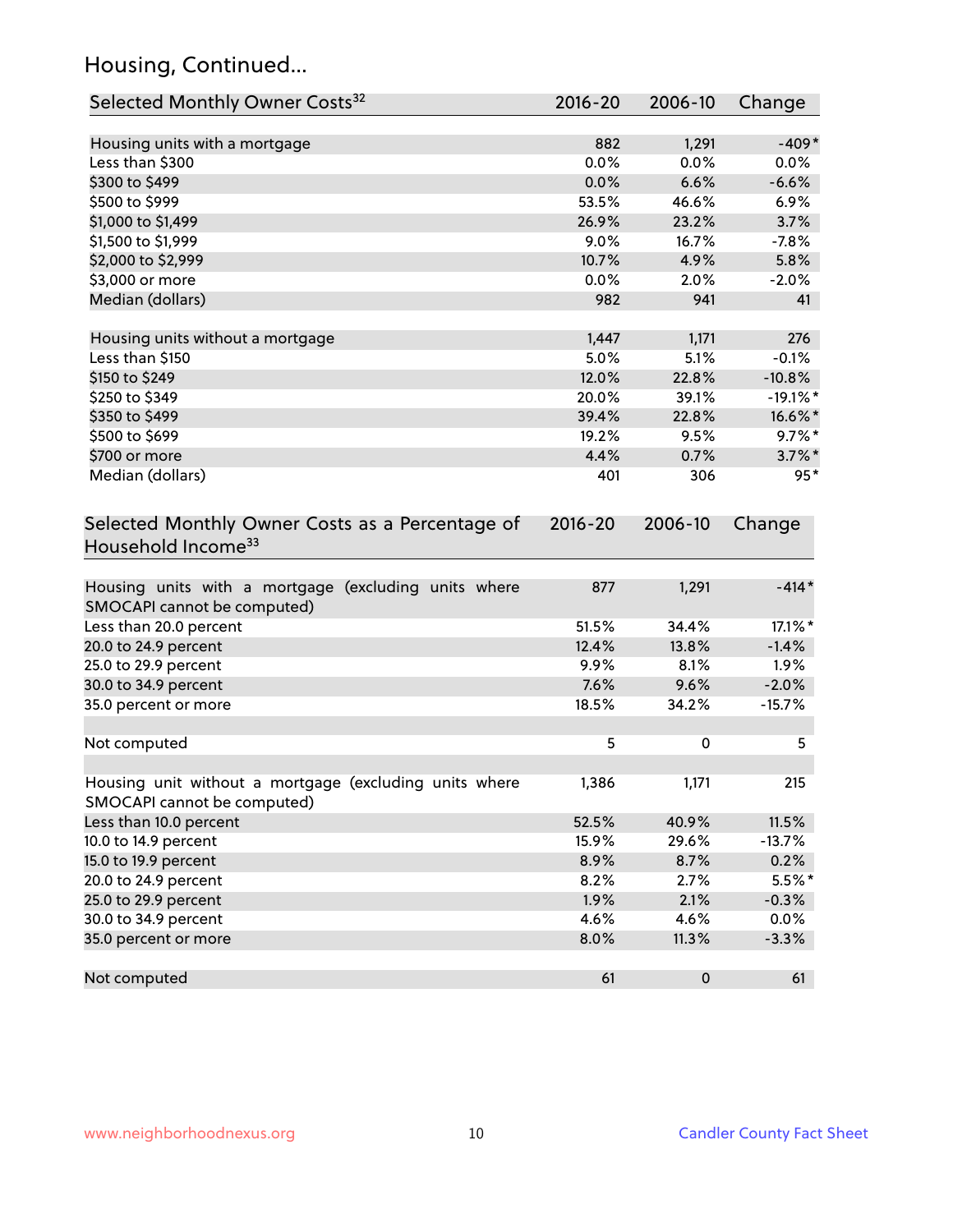## Housing, Continued...

| Selected Monthly Owner Costs[32] | 2016-20 | 2006-10 | Change |
|---|---|---|---|
| Housing units with a mortgage | 882 | 1,291 | -409* |
| Less than $300 | 0.0% | 0.0% | 0.0% |
| $300 to $499 | 0.0% | 6.6% | -6.6% |
| $500 to $999 | 53.5% | 46.6% | 6.9% |
| $1,000 to $1,499 | 26.9% | 23.2% | 3.7% |
| $1,500 to $1,999 | 9.0% | 16.7% | -7.8% |
| $2,000 to $2,999 | 10.7% | 4.9% | 5.8% |
| $3,000 or more | 0.0% | 2.0% | -2.0% |
| Median (dollars) | 982 | 941 | 41 |
| | | | |
| Housing units without a mortgage | 1,447 | 1,171 | 276 |
| Less than $150 | 5.0% | 5.1% | -0.1% |
| $150 to $249 | 12.0% | 22.8% | -10.8% |
| $250 to $349 | 20.0% | 39.1% | -19.1%* |
| $350 to $499 | 39.4% | 22.8% | 16.6%* |
| $500 to $699 | 19.2% | 9.5% | 9.7%* |
| $700 or more | 4.4% | 0.7% | 3.7%* |
| Median (dollars) | 401 | 306 | 95* |

| Selected Monthly Owner Costs as a Percentage of Household Income[33] | 2016-20 | 2006-10 | Change |
|---|---|---|---|
| Housing units with a mortgage (excluding units where SMOCAPI cannot be computed) | 877 | 1,291 | -414* |
| Less than 20.0 percent | 51.5% | 34.4% | 17.1%* |
| 20.0 to 24.9 percent | 12.4% | 13.8% | -1.4% |
| 25.0 to 29.9 percent | 9.9% | 8.1% | 1.9% |
| 30.0 to 34.9 percent | 7.6% | 9.6% | -2.0% |
| 35.0 percent or more | 18.5% | 34.2% | -15.7% |
| | | | |
| Not computed | 5 | 0 | 5 |
| | | | |
| Housing unit without a mortgage (excluding units where SMOCAPI cannot be computed) | 1,386 | 1,171 | 215 |
| Less than 10.0 percent | 52.5% | 40.9% | 11.5% |
| 10.0 to 14.9 percent | 15.9% | 29.6% | -13.7% |
| 15.0 to 19.9 percent | 8.9% | 8.7% | 0.2% |
| 20.0 to 24.9 percent | 8.2% | 2.7% | 5.5%* |
| 25.0 to 29.9 percent | 1.9% | 2.1% | -0.3% |
| 30.0 to 34.9 percent | 4.6% | 4.6% | 0.0% |
| 35.0 percent or more | 8.0% | 11.3% | -3.3% |
| | | | |
| Not computed | 61 | 0 | 61 |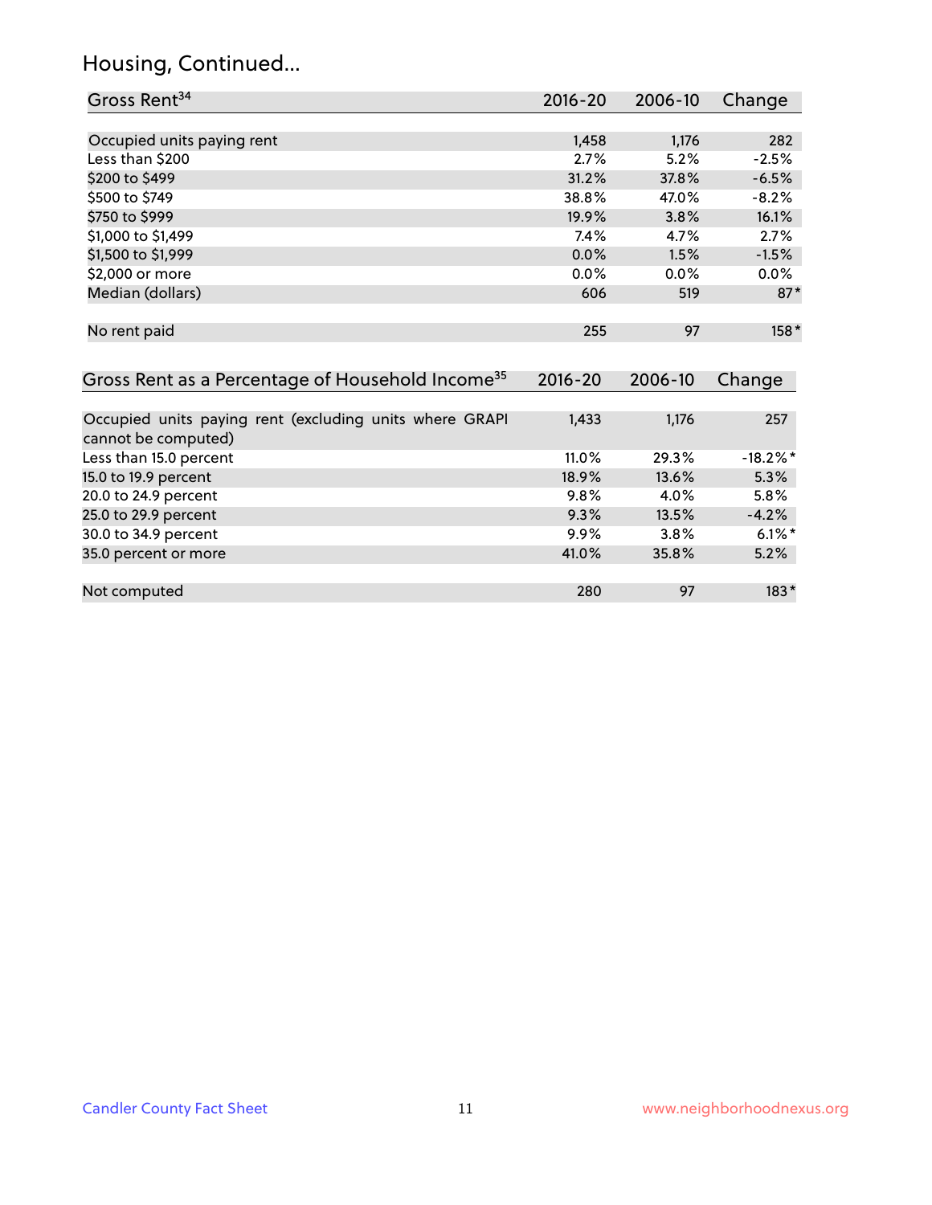## Housing, Continued...

| Gross Rent[34] | 2016-20 | 2006-10 | Change |
|---|---|---|---|
| Occupied units paying rent | 1,458 | 1,176 | 282 |
| Less than $200 | 2.7% | 5.2% | -2.5% |
| $200 to $499 | 31.2% | 37.8% | -6.5% |
| $500 to $749 | 38.8% | 47.0% | -8.2% |
| $750 to $999 | 19.9% | 3.8% | 16.1% |
| $1,000 to $1,499 | 7.4% | 4.7% | 2.7% |
| $1,500 to $1,999 | 0.0% | 1.5% | -1.5% |
| $2,000 or more | 0.0% | 0.0% | 0.0% |
| Median (dollars) | 606 | 519 | 87* |
| No rent paid | 255 | 97 | 158* |

| Gross Rent as a Percentage of Household Income[35] | 2016-20 | 2006-10 | Change |
|---|---|---|---|
| Occupied units paying rent (excluding units where GRAPI cannot be computed) | 1,433 | 1,176 | 257 |
| Less than 15.0 percent | 11.0% | 29.3% | -18.2%* |
| 15.0 to 19.9 percent | 18.9% | 13.6% | 5.3% |
| 20.0 to 24.9 percent | 9.8% | 4.0% | 5.8% |
| 25.0 to 29.9 percent | 9.3% | 13.5% | -4.2% |
| 30.0 to 34.9 percent | 9.9% | 3.8% | 6.1%* |
| 35.0 percent or more | 41.0% | 35.8% | 5.2% |
| Not computed | 280 | 97 | 183* |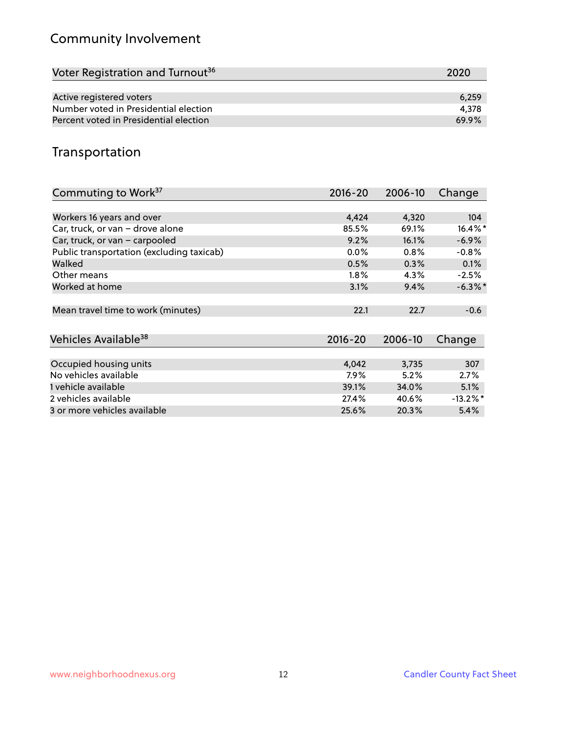## Community Involvement

| Voter Registration and Turnout[36] | 2020 |
|---|---|
| Active registered voters | 6,259 |
| Number voted in Presidential election | 4,378 |
| Percent voted in Presidential election | 69.9% |

## Transportation

| Commuting to Work[37] | 2016-20 | 2006-10 | Change |
|---|---|---|---|
| Workers 16 years and over | 4,424 | 4,320 | 104 |
| Car, truck, or van – drove alone | 85.5% | 69.1% | 16.4%* |
| Car, truck, or van – carpooled | 9.2% | 16.1% | -6.9% |
| Public transportation (excluding taxicab) | 0.0% | 0.8% | -0.8% |
| Walked | 0.5% | 0.3% | 0.1% |
| Other means | 1.8% | 4.3% | -2.5% |
| Worked at home | 3.1% | 9.4% | -6.3%* |
| Mean travel time to work (minutes) | 22.1 | 22.7 | -0.6 |

| Vehicles Available[38] | 2016-20 | 2006-10 | Change |
|---|---|---|---|
| Occupied housing units | 4,042 | 3,735 | 307 |
| No vehicles available | 7.9% | 5.2% | 2.7% |
| 1 vehicle available | 39.1% | 34.0% | 5.1% |
| 2 vehicles available | 27.4% | 40.6% | -13.2%* |
| 3 or more vehicles available | 25.6% | 20.3% | 5.4% |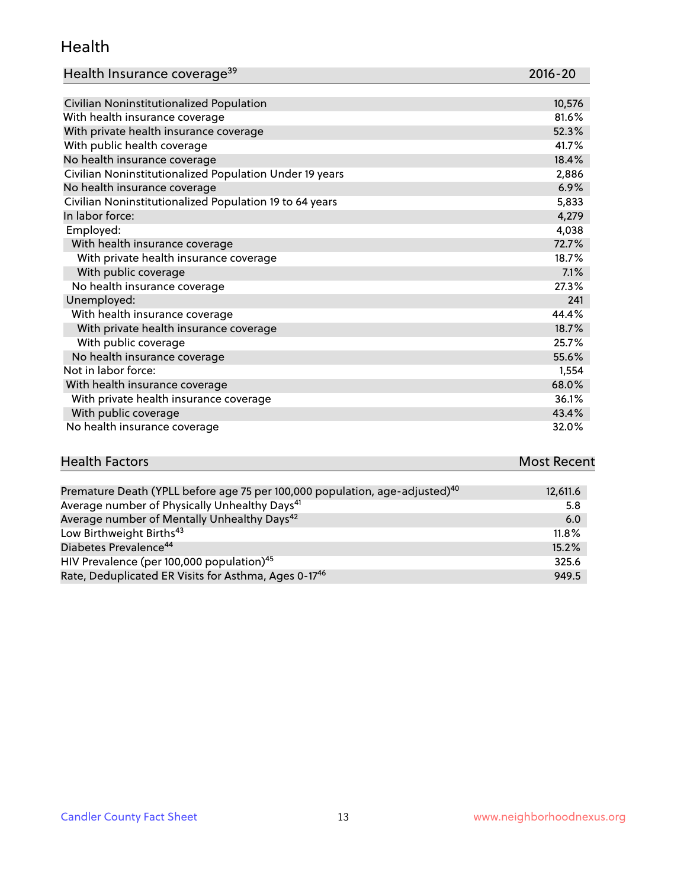# Health

| Health Insurance coverage[39] | 2016-20 |
|---|---|
| Civilian Noninstitutionalized Population | 10,576 |
| With health insurance coverage | 81.6% |
| With private health insurance coverage | 52.3% |
| With public health coverage | 41.7% |
| No health insurance coverage | 18.4% |
| Civilian Noninstitutionalized Population Under 19 years | 2,886 |
| No health insurance coverage | 6.9% |
| Civilian Noninstitutionalized Population 19 to 64 years | 5,833 |
| In labor force: | 4,279 |
| Employed: | 4,038 |
| With health insurance coverage | 72.7% |
| With private health insurance coverage | 18.7% |
| With public coverage | 7.1% |
| No health insurance coverage | 27.3% |
| Unemployed: | 241 |
| With health insurance coverage | 44.4% |
| With private health insurance coverage | 18.7% |
| With public coverage | 25.7% |
| No health insurance coverage | 55.6% |
| Not in labor force: | 1,554 |
| With health insurance coverage | 68.0% |
| With private health insurance coverage | 36.1% |
| With public coverage | 43.4% |
| No health insurance coverage | 32.0% |

| Health Factors | Most Recent |
|---|---|
| Premature Death (YPLL before age 75 per 100,000 population, age-adjusted)[40] | 12,611.6 |
| Average number of Physically Unhealthy Days[41] | 5.8 |
| Average number of Mentally Unhealthy Days[42] | 6.0 |
| Low Birthweight Births[43] | 11.8% |
| Diabetes Prevalence[44] | 15.2% |
| HIV Prevalence (per 100,000 population)[45] | 325.6 |
| Rate, Deduplicated ER Visits for Asthma, Ages 0-17[46] | 949.5 |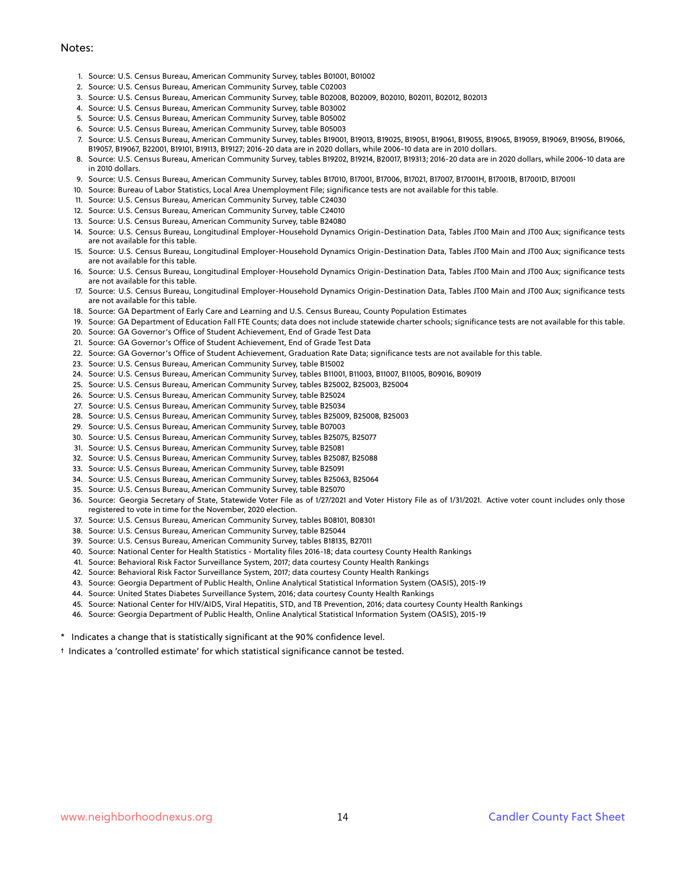Notes:

1. Source: U.S. Census Bureau, American Community Survey, tables B01001, B01002
2. Source: U.S. Census Bureau, American Community Survey, table C02003
3. Source: U.S. Census Bureau, American Community Survey, table B02008, B02009, B02010, B02011, B02012, B02013
4. Source: U.S. Census Bureau, American Community Survey, table B03002
5. Source: U.S. Census Bureau, American Community Survey, table B05002
6. Source: U.S. Census Bureau, American Community Survey, table B05003
7. Source: U.S. Census Bureau, American Community Survey, tables B19001, B19013, B19025, B19051, B19061, B19055, B19065, B19059, B19069, B19056, B19066, B19057, B19067, B22001, B19101, B19113, B19127; 2016-20 data are in 2020 dollars, while 2006-10 data are in 2010 dollars.
8. Source: U.S. Census Bureau, American Community Survey, tables B19202, B19214, B20017, B19313; 2016-20 data are in 2020 dollars, while 2006-10 data are in 2010 dollars.
9. Source: U.S. Census Bureau, American Community Survey, tables B17010, B17001, B17006, B17021, B17007, B17001H, B17001B, B17001D, B17001I
10. Source: Bureau of Labor Statistics, Local Area Unemployment File; significance tests are not available for this table.
11. Source: U.S. Census Bureau, American Community Survey, table C24030
12. Source: U.S. Census Bureau, American Community Survey, table C24010
13. Source: U.S. Census Bureau, American Community Survey, table B24080
14. Source: U.S. Census Bureau, Longitudinal Employer-Household Dynamics Origin-Destination Data, Tables JT00 Main and JT00 Aux; significance tests are not available for this table.
15. Source: U.S. Census Bureau, Longitudinal Employer-Household Dynamics Origin-Destination Data, Tables JT00 Main and JT00 Aux; significance tests are not available for this table.
16. Source: U.S. Census Bureau, Longitudinal Employer-Household Dynamics Origin-Destination Data, Tables JT00 Main and JT00 Aux; significance tests are not available for this table.
17. Source: U.S. Census Bureau, Longitudinal Employer-Household Dynamics Origin-Destination Data, Tables JT00 Main and JT00 Aux; significance tests are not available for this table.
18. Source: GA Department of Early Care and Learning and U.S. Census Bureau, County Population Estimates
19. Source: GA Department of Education Fall FTE Counts; data does not include statewide charter schools; significance tests are not available for this table.
20. Source: GA Governor's Office of Student Achievement, End of Grade Test Data
21. Source: GA Governor's Office of Student Achievement, End of Grade Test Data
22. Source: GA Governor's Office of Student Achievement, Graduation Rate Data; significance tests are not available for this table.
23. Source: U.S. Census Bureau, American Community Survey, table B15002
24. Source: U.S. Census Bureau, American Community Survey, tables B11001, B11003, B11007, B11005, B09016, B09019
25. Source: U.S. Census Bureau, American Community Survey, tables B25002, B25003, B25004
26. Source: U.S. Census Bureau, American Community Survey, table B25024
27. Source: U.S. Census Bureau, American Community Survey, table B25034
28. Source: U.S. Census Bureau, American Community Survey, tables B25009, B25008, B25003
29. Source: U.S. Census Bureau, American Community Survey, table B07003
30. Source: U.S. Census Bureau, American Community Survey, tables B25075, B25077
31. Source: U.S. Census Bureau, American Community Survey, table B25081
32. Source: U.S. Census Bureau, American Community Survey, tables B25087, B25088
33. Source: U.S. Census Bureau, American Community Survey, table B25091
34. Source: U.S. Census Bureau, American Community Survey, tables B25063, B25064
35. Source: U.S. Census Bureau, American Community Survey, table B25070
36. Source: Georgia Secretary of State, Statewide Voter File as of 1/27/2021 and Voter History File as of 1/31/2021. Active voter count includes only those registered to vote in time for the November, 2020 election.
37. Source: U.S. Census Bureau, American Community Survey, tables B08101, B08301
38. Source: U.S. Census Bureau, American Community Survey, table B25044
39. Source: U.S. Census Bureau, American Community Survey, tables B18135, B27011
40. Source: National Center for Health Statistics - Mortality files 2016-18; data courtesy County Health Rankings
41. Source: Behavioral Risk Factor Surveillance System, 2017; data courtesy County Health Rankings
42. Source: Behavioral Risk Factor Surveillance System, 2017; data courtesy County Health Rankings
43. Source: Georgia Department of Public Health, Online Analytical Statistical Information System (OASIS), 2015-19
44. Source: United States Diabetes Surveillance System, 2016; data courtesy County Health Rankings
45. Source: National Center for HIV/AIDS, Viral Hepatitis, STD, and TB Prevention, 2016; data courtesy County Health Rankings
46. Source: Georgia Department of Public Health, Online Analytical Statistical Information System (OASIS), 2015-19

\* Indicates a change that is statistically significant at the 90% confidence level.

† Indicates a 'controlled estimate' for which statistical significance cannot be tested.